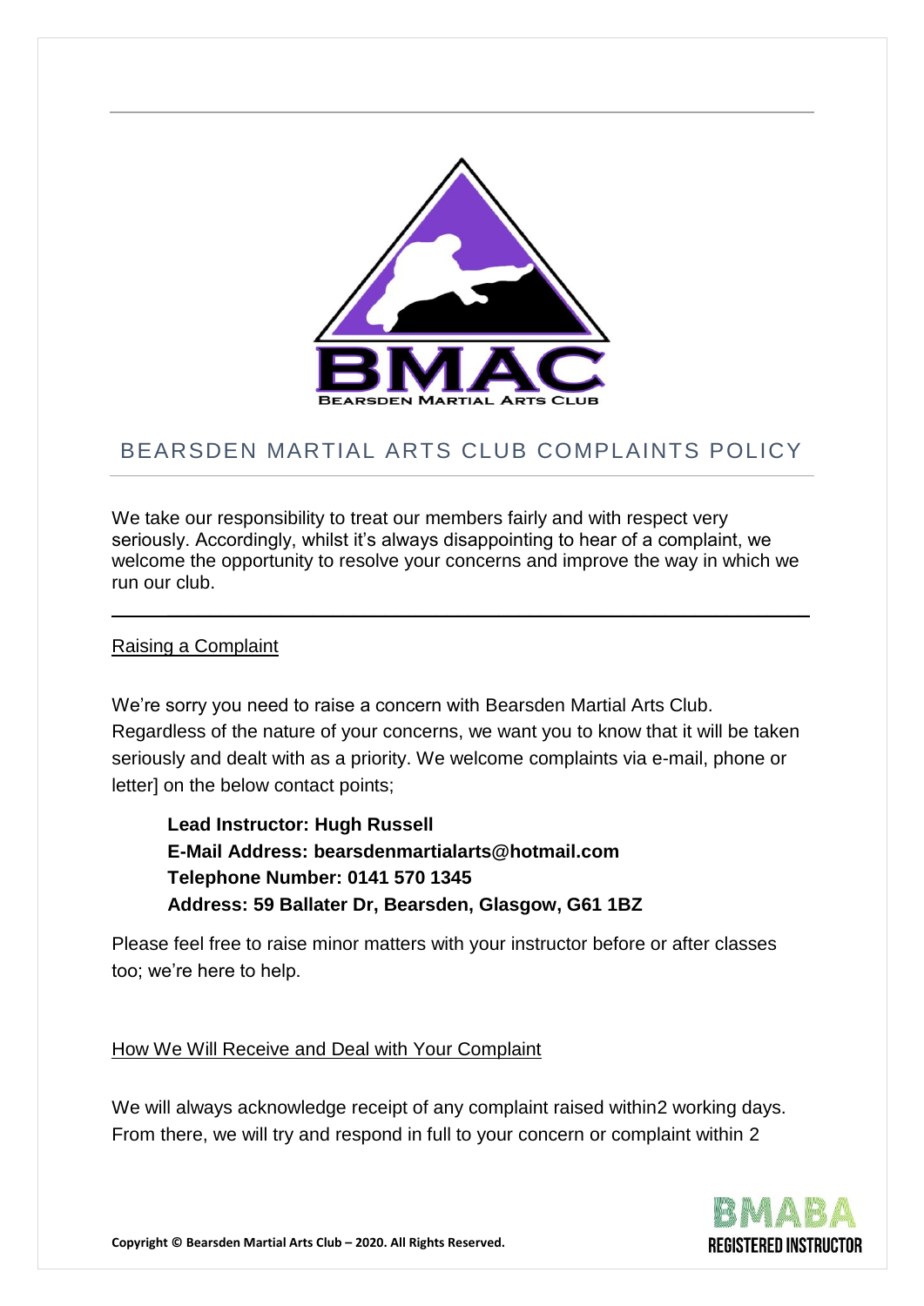# BEARSDEN MARTIAL ARTS CLUB COMPLAINTS POLICY

We take our responsibility to treat our members fairly and with respect very seriously. Accordingly, whilst it's always disappointing to hear of a complaint, we welcome the opportunity to resolve your concerns and improve the way in which we run our club.

---

## Raising a Complaint

We're sorry you need to raise a concern with Bearsden Martial Arts Club. Regardless of the nature of your concerns, we want you to know that it will be taken seriously and dealt with as a priority. We welcome complaints via e-mail, phone or letter] on the below contact points;

> **Lead Instructor: Hugh Russell**
> **E-Mail Address: bearsdenmartialarts@hotmail.com**
> **Telephone Number: 0141 570 1345**
> **Address: 59 Ballater Dr, Bearsden, Glasgow, G61 1BZ**

Please feel free to raise minor matters with your instructor before or after classes too; we're here to help.

## How We Will Receive and Deal with Your Complaint

We will always acknowledge receipt of any complaint raised within2 working days. From there, we will try and respond in full to your concern or complaint within 2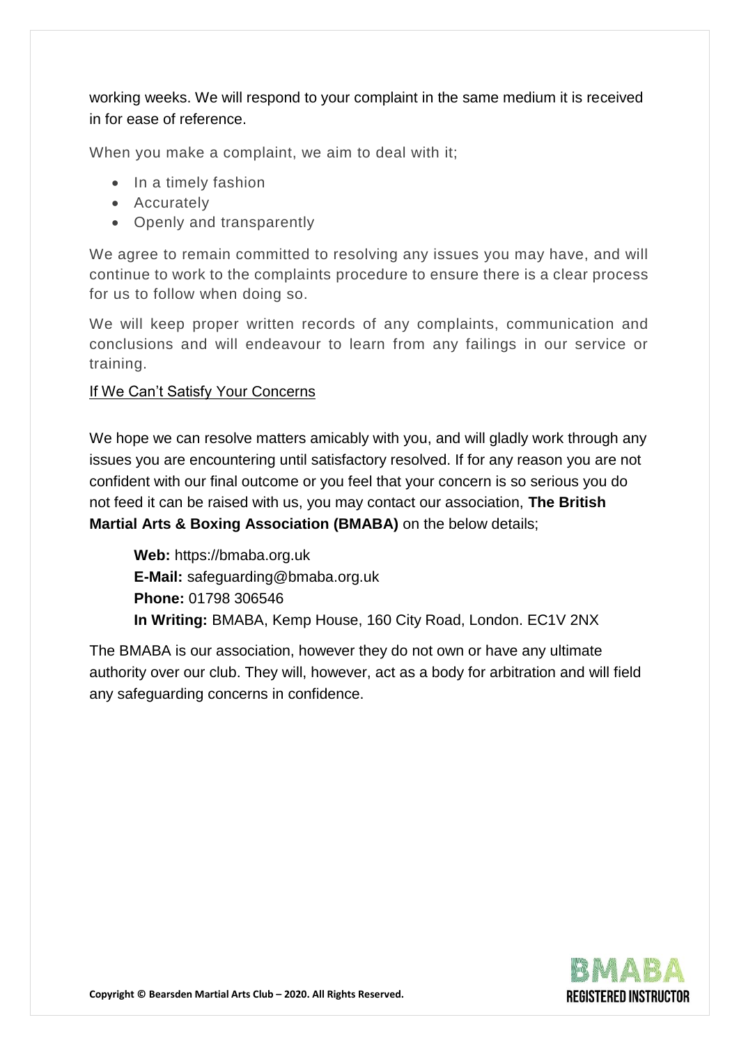working weeks. We will respond to your complaint in the same medium it is received in for ease of reference.

When you make a complaint, we aim to deal with it;

- In a timely fashion
- Accurately
- Openly and transparently

We agree to remain committed to resolving any issues you may have, and will continue to work to the complaints procedure to ensure there is a clear process for us to follow when doing so.

We will keep proper written records of any complaints, communication and conclusions and will endeavour to learn from any failings in our service or training.

<u>If We Can't Satisfy Your Concerns</u>

We hope we can resolve matters amicably with you, and will gladly work through any issues you are encountering until satisfactory resolved. If for any reason you are not confident with our final outcome or you feel that your concern is so serious you do not feed it can be raised with us, you may contact our association, **The British Martial Arts & Boxing Association (BMABA)** on the below details;

**Web:** https://bmaba.org.uk
**E-Mail:** safeguarding@bmaba.org.uk
**Phone:** 01798 306546
**In Writing:** BMABA, Kemp House, 160 City Road, London. EC1V 2NX

The BMABA is our association, however they do not own or have any ultimate authority over our club. They will, however, act as a body for arbitration and will field any safeguarding concerns in confidence.

**Copyright © Bearsden Martial Arts Club – 2020. All Rights Reserved.**

BMABA REGISTERED INSTRUCTOR